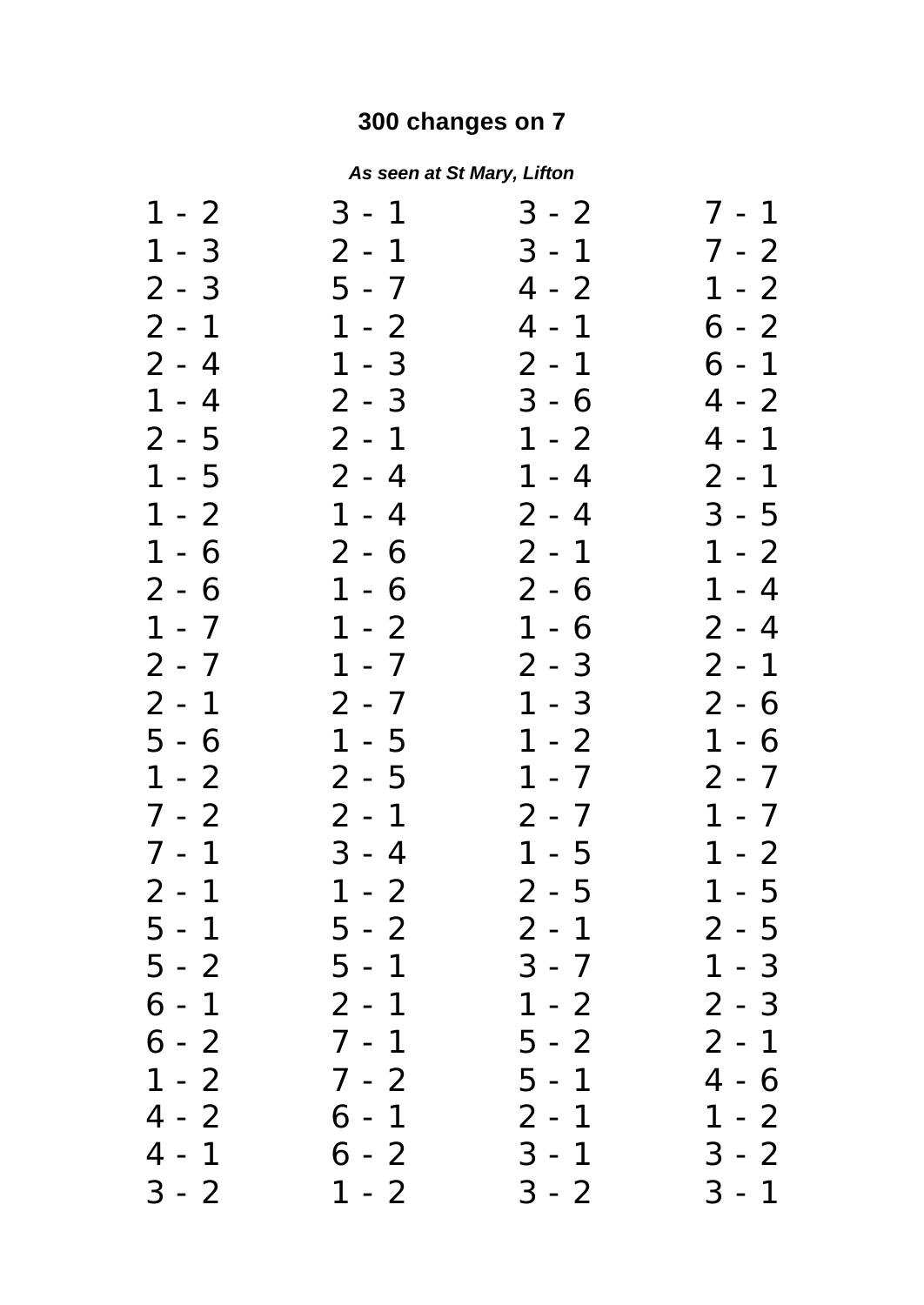**300 changes on 7**

***As seen at St Mary, Lifton***

1 - 2
1 - 3
2 - 3
2 - 1
2 - 4
1 - 4
2 - 5
1 - 5
1 - 2
1 - 6
2 - 6
1 - 7
2 - 7
2 - 1
5 - 6
1 - 2
7 - 2
7 - 1
2 - 1
5 - 1
5 - 2
6 - 1
6 - 2
1 - 2
4 - 2
4 - 1
3 - 2

3 - 1
2 - 1
5 - 7
1 - 2
1 - 3
2 - 3
2 - 1
2 - 4
1 - 4
2 - 6
1 - 6
1 - 2
1 - 7
2 - 7
1 - 5
2 - 5
2 - 1
3 - 4
1 - 2
5 - 2
5 - 1
2 - 1
7 - 1
7 - 2
6 - 1
6 - 2
1 - 2

3 - 2
3 - 1
4 - 2
4 - 1
2 - 1
3 - 6
1 - 2
1 - 4
2 - 4
2 - 1
2 - 6
1 - 6
2 - 3
1 - 3
1 - 2
1 - 7
2 - 7
1 - 5
2 - 5
2 - 1
3 - 7
1 - 2
5 - 2
5 - 1
2 - 1
3 - 1
3 - 2

7 - 1
7 - 2
1 - 2
6 - 2
6 - 1
4 - 2
4 - 1
2 - 1
3 - 5
1 - 2
1 - 4
2 - 4
2 - 1
2 - 6
1 - 6
2 - 7
1 - 7
1 - 2
1 - 5
2 - 5
1 - 3
2 - 3
2 - 1
4 - 6
1 - 2
3 - 2
3 - 1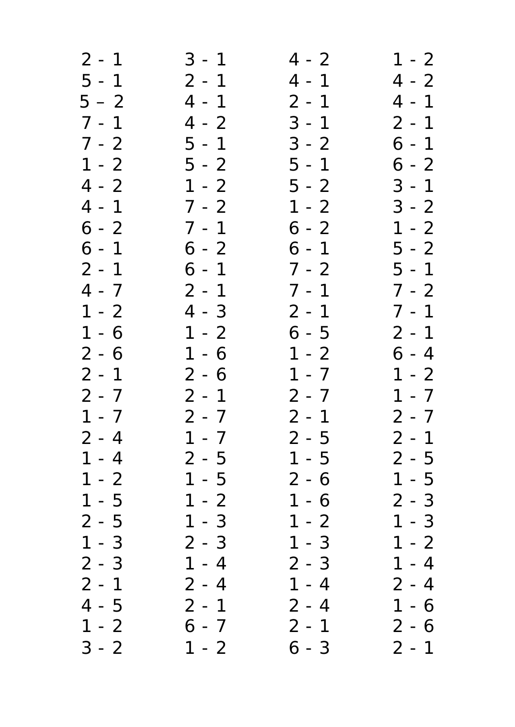2 - 1
5 - 1
5 – 2
7 - 1
7 - 2
1 - 2
4 - 2
4 - 1
6 - 2
6 - 1
2 - 1
4 - 7
1 - 2
1 - 6
2 - 6
2 - 1
2 - 7
1 - 7
2 - 4
1 - 4
1 - 2
1 - 5
2 - 5
1 - 3
2 - 3
2 - 1
4 - 5
1 - 2
3 - 2

3 - 1
2 - 1
4 - 1
4 - 2
5 - 1
5 - 2
1 - 2
7 - 2
7 - 1
6 - 2
6 - 1
2 - 1
4 - 3
1 - 2
1 - 6
2 - 6
2 - 1
2 - 7
1 - 7
2 - 5
1 - 5
1 - 2
1 - 3
2 - 3
1 - 4
2 - 4
2 - 1
6 - 7
1 - 2

4 - 2
4 - 1
2 - 1
3 - 1
3 - 2
5 - 1
5 - 2
1 - 2
6 - 2
6 - 1
7 - 2
7 - 1
2 - 1
6 - 5
1 - 2
1 - 7
2 - 7
2 - 1
2 - 5
1 - 5
2 - 6
1 - 6
1 - 2
1 - 3
2 - 3
1 - 4
2 - 4
2 - 1
6 - 3

1 - 2
4 - 2
4 - 1
2 - 1
6 - 1
6 - 2
3 - 1
3 - 2
1 - 2
5 - 2
5 - 1
7 - 2
7 - 1
2 - 1
6 - 4
1 - 2
1 - 7
2 - 7
2 - 1
2 - 5
1 - 5
2 - 3
1 - 3
1 - 2
1 - 4
2 - 4
1 - 6
2 - 6
2 - 1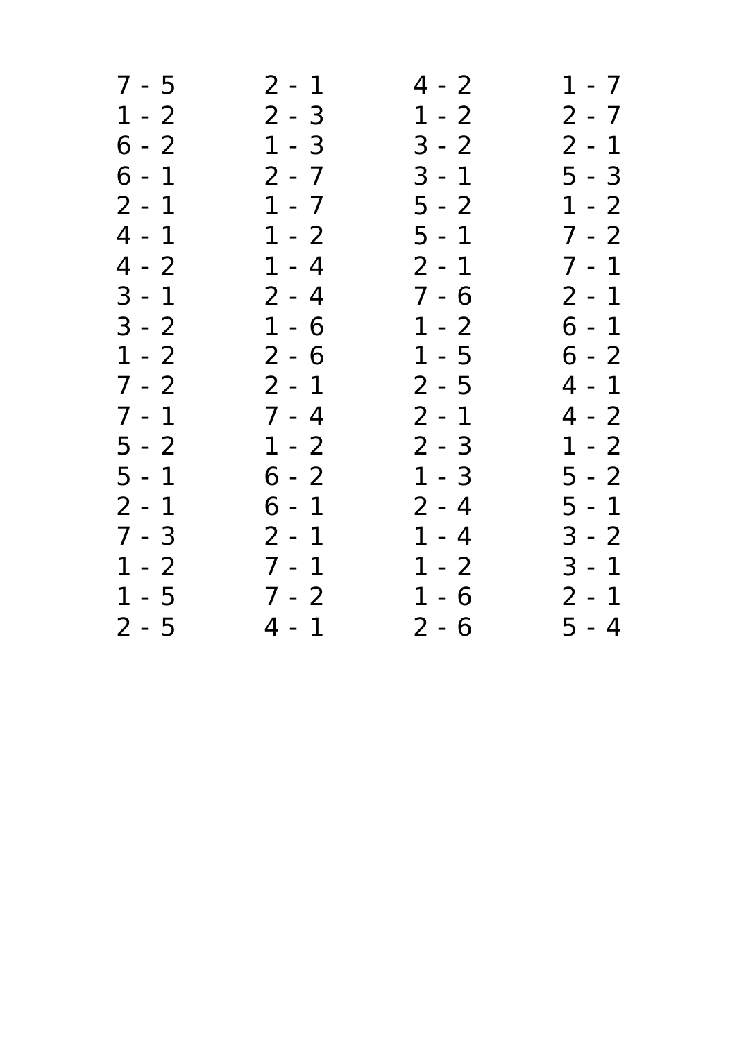| | | | |
|---|---|---|---|
| 7 - 5 | 2 - 1 | 4 - 2 | 1 - 7 |
| 1 - 2 | 2 - 3 | 1 - 2 | 2 - 7 |
| 6 - 2 | 1 - 3 | 3 - 2 | 2 - 1 |
| 6 - 1 | 2 - 7 | 3 - 1 | 5 - 3 |
| 2 - 1 | 1 - 7 | 5 - 2 | 1 - 2 |
| 4 - 1 | 1 - 2 | 5 - 1 | 7 - 2 |
| 4 - 2 | 1 - 4 | 2 - 1 | 7 - 1 |
| 3 - 1 | 2 - 4 | 7 - 6 | 2 - 1 |
| 3 - 2 | 1 - 6 | 1 - 2 | 6 - 1 |
| 1 - 2 | 2 - 6 | 1 - 5 | 6 - 2 |
| 7 - 2 | 2 - 1 | 2 - 5 | 4 - 1 |
| 7 - 1 | 7 - 4 | 2 - 1 | 4 - 2 |
| 5 - 2 | 1 - 2 | 2 - 3 | 1 - 2 |
| 5 - 1 | 6 - 2 | 1 - 3 | 5 - 2 |
| 2 - 1 | 6 - 1 | 2 - 4 | 5 - 1 |
| 7 - 3 | 2 - 1 | 1 - 4 | 3 - 2 |
| 1 - 2 | 7 - 1 | 1 - 2 | 3 - 1 |
| 1 - 5 | 7 - 2 | 1 - 6 | 2 - 1 |
| 2 - 5 | 4 - 1 | 2 - 6 | 5 - 4 |